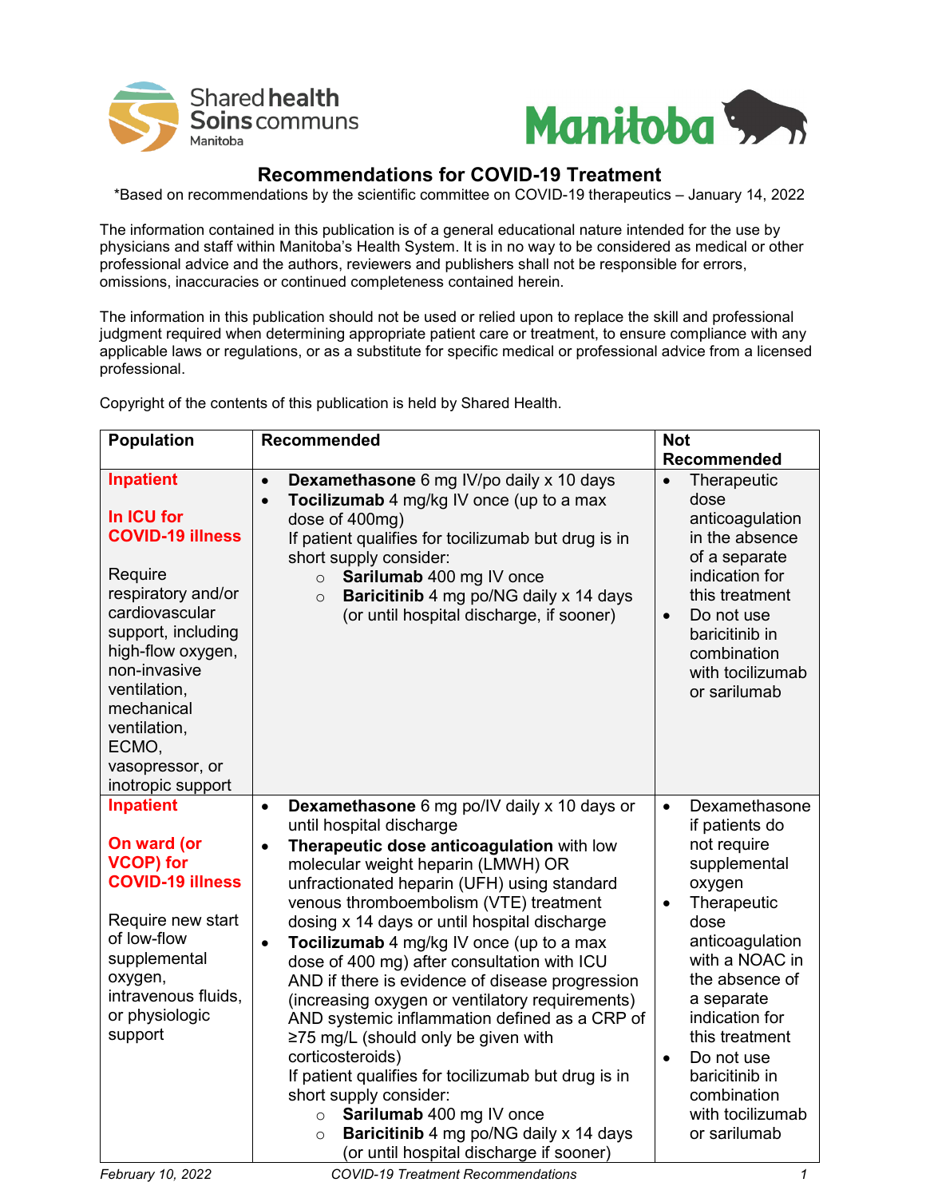# Recommendations for COVID-19 Treatment

*Based on recommendations by the scientific committee on COVID-19 therapeutics – January 14, 2022

The information contained in this publication is of a general educational nature intended for the use by physicians and staff within Manitoba's Health System. It is in no way to be considered as medical or other professional advice and the authors, reviewers and publishers shall not be responsible for errors, omissions, inaccuracies or continued completeness contained herein.

The information in this publication should not be used or relied upon to replace the skill and professional judgment required when determining appropriate patient care or treatment, to ensure compliance with any applicable laws or regulations, or as a substitute for specific medical or professional advice from a licensed professional.

Copyright of the contents of this publication is held by Shared Health.

| Population | Recommended | Not Recommended |
|---|---|---|
| **Inpatient**<br><br>**In ICU for COVID-19 illness**<br><br>Require respiratory and/or cardiovascular support, including high-flow oxygen, non-invasive ventilation, mechanical ventilation, ECMO, vasopressor, or inotropic support | • **Dexamethasone** 6 mg IV/po daily x 10 days<br>• **Tocilizumab** 4 mg/kg IV once (up to a max dose of 400mg)<br>If patient qualifies for tocilizumab but drug is in short supply consider:<br>  ○ **Sarilumab** 400 mg IV once<br>  ○ **Baricitinib** 4 mg po/NG daily x 14 days (or until hospital discharge, if sooner) | • Therapeutic dose anticoagulation in the absence of a separate indication for this treatment<br>• Do not use baricitinib in combination with tocilizumab or sarilumab |
| **Inpatient**<br><br>**On ward (or VCOP) for COVID-19 illness**<br><br>Require new start of low-flow supplemental oxygen, intravenous fluids, or physiologic support | • **Dexamethasone** 6 mg po/IV daily x 10 days or until hospital discharge<br>• **Therapeutic dose anticoagulation** with low molecular weight heparin (LMWH) OR unfractionated heparin (UFH) using standard venous thromboembolism (VTE) treatment dosing x 14 days or until hospital discharge<br>• **Tocilizumab** 4 mg/kg IV once (up to a max dose of 400 mg) after consultation with ICU AND if there is evidence of disease progression (increasing oxygen or ventilatory requirements) AND systemic inflammation defined as a CRP of ≥75 mg/L (should only be given with corticosteroids)<br>If patient qualifies for tocilizumab but drug is in short supply consider:<br>  ○ **Sarilumab** 400 mg IV once<br>  ○ **Baricitinib** 4 mg po/NG daily x 14 days (or until hospital discharge if sooner) | • Dexamethasone if patients do not require supplemental oxygen<br>• Therapeutic dose anticoagulation with a NOAC in the absence of a separate indication for this treatment<br>• Do not use baricitinib in combination with tocilizumab or sarilumab |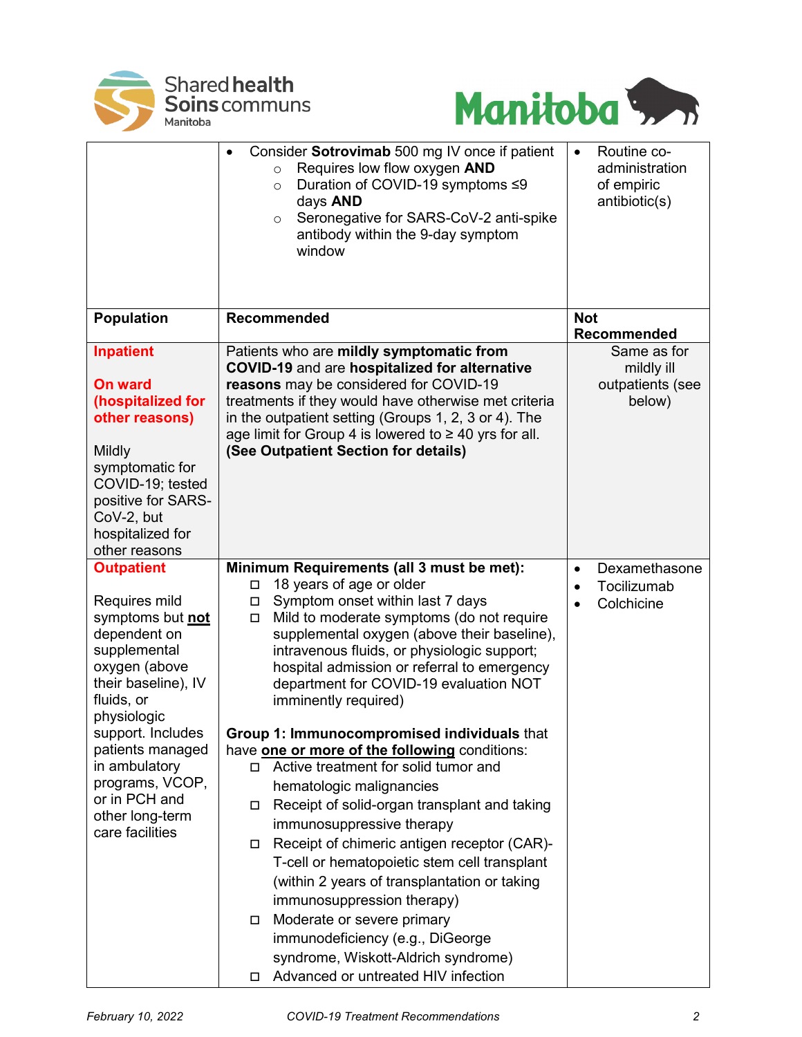| | | |
|---|---|---|
| | • Consider **Sotrovimab** 500 mg IV once if patient<br>  ○ Requires low flow oxygen **AND**<br>  ○ Duration of COVID-19 symptoms ≤9 days **AND**<br>  ○ Seronegative for SARS-CoV-2 anti-spike antibody within the 9-day symptom window | • Routine co-administration of empiric antibiotic(s) |
| **Population** | **Recommended** | **Not Recommended** |
| **Inpatient**<br><br>**On ward (hospitalized for other reasons)**<br><br>Mildly symptomatic for COVID-19; tested positive for SARS-CoV-2, but hospitalized for other reasons | Patients who are **mildly symptomatic from COVID-19** and are **hospitalized for alternative reasons** may be considered for COVID-19 treatments if they would have otherwise met criteria in the outpatient setting (Groups 1, 2, 3 or 4). The age limit for Group 4 is lowered to ≥ 40 yrs for all. **(See Outpatient Section for details)** | Same as for mildly ill outpatients (see below) |
| **Outpatient**<br><br>Requires mild symptoms but **not** dependent on supplemental oxygen (above their baseline), IV fluids, or physiologic support. Includes patients managed in ambulatory programs, VCOP, or in PCH and other long-term care facilities | **Minimum Requirements (all 3 must be met):**<br>☐ 18 years of age or older<br>☐ Symptom onset within last 7 days<br>☐ Mild to moderate symptoms (do not require supplemental oxygen (above their baseline), intravenous fluids, or physiologic support; hospital admission or referral to emergency department for COVID-19 evaluation NOT imminently required)<br><br>**Group 1: Immunocompromised individuals** that have **one or more of the following** conditions:<br>☐ Active treatment for solid tumor and hematologic malignancies<br>☐ Receipt of solid-organ transplant and taking immunosuppressive therapy<br>☐ Receipt of chimeric antigen receptor (CAR)-T-cell or hematopoietic stem cell transplant (within 2 years of transplantation or taking immunosuppression therapy)<br>☐ Moderate or severe primary immunodeficiency (e.g., DiGeorge syndrome, Wiskott-Aldrich syndrome)<br>☐ Advanced or untreated HIV infection | • Dexamethasone<br>• Tocilizumab<br>• Colchicine |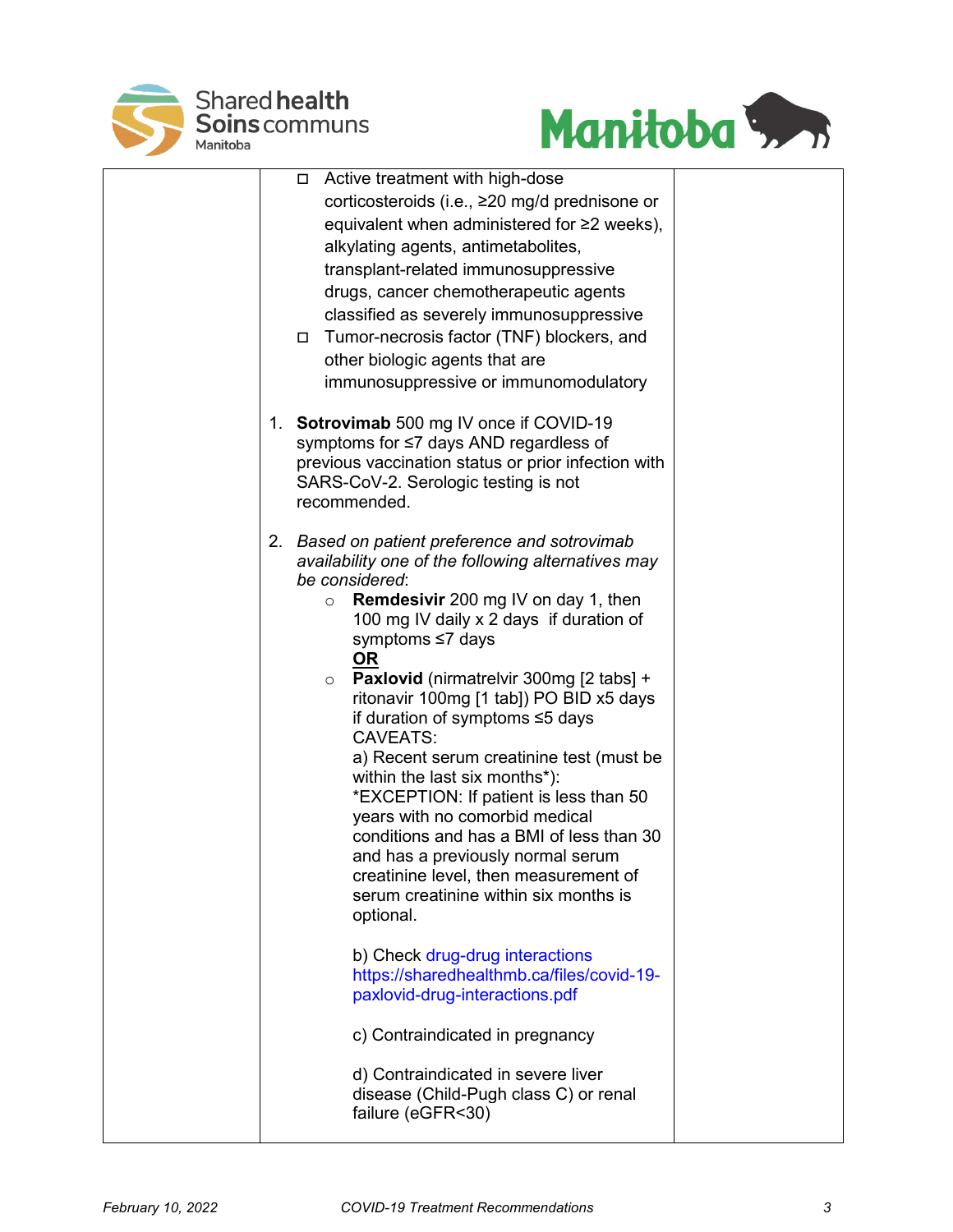| | | |
|---|---|---|
| | ◻ Active treatment with high-dose corticosteroids (i.e., ≥20 mg/d prednisone or equivalent when administered for ≥2 weeks), alkylating agents, antimetabolites, transplant-related immunosuppressive drugs, cancer chemotherapeutic agents classified as severely immunosuppressive<br>◻ Tumor-necrosis factor (TNF) blockers, and other biologic agents that are immunosuppressive or immunomodulatory<br><br>1. **Sotrovimab** 500 mg IV once if COVID-19 symptoms for ≤7 days AND regardless of previous vaccination status or prior infection with SARS-CoV-2. Serologic testing is not recommended.<br><br>2. *Based on patient preference and sotrovimab availability one of the following alternatives may be considered*:<br>○ **Remdesivir** 200 mg IV on day 1, then 100 mg IV daily x 2 days if duration of symptoms ≤7 days<br>**OR**<br>○ **Paxlovid** (nirmatrelvir 300mg [2 tabs] + ritonavir 100mg [1 tab]) PO BID x5 days if duration of symptoms ≤5 days<br>CAVEATS:<br>a) Recent serum creatinine test (must be within the last six months*):<br>*EXCEPTION: If patient is less than 50 years with no comorbid medical conditions and has a BMI of less than 30 and has a previously normal serum creatinine level, then measurement of serum creatinine within six months is optional.<br><br>b) Check drug-drug interactions https://sharedhealthmb.ca/files/covid-19-paxlovid-drug-interactions.pdf<br><br>c) Contraindicated in pregnancy<br><br>d) Contraindicated in severe liver disease (Child-Pugh class C) or renal failure (eGFR<30) | |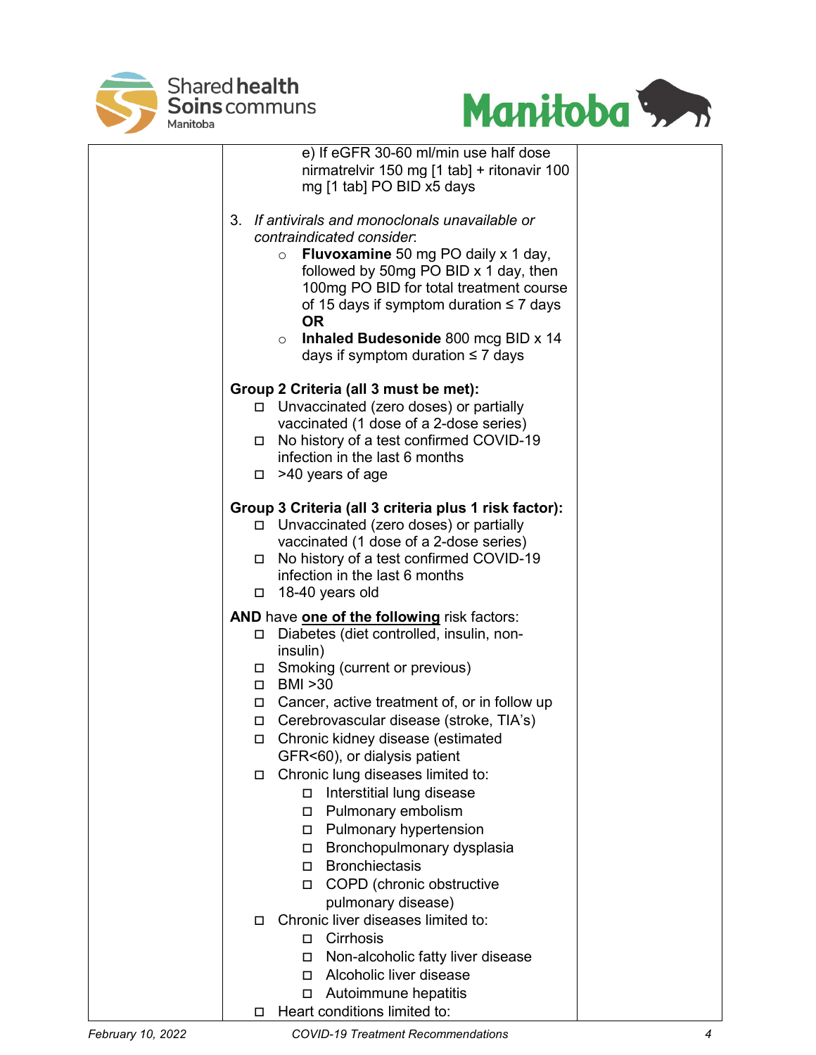| | | |
|---|---|---|
| | e) If eGFR 30-60 ml/min use half dose nirmatrelvir 150 mg [1 tab] + ritonavir 100 mg [1 tab] PO BID x5 days<br><br>3. *If antivirals and monoclonals unavailable or contraindicated consider*:<br>  ○ **Fluvoxamine** 50 mg PO daily x 1 day, followed by 50mg PO BID x 1 day, then 100mg PO BID for total treatment course of 15 days if symptom duration ≤ 7 days **OR**<br>  ○ **Inhaled Budesonide** 800 mcg BID x 14 days if symptom duration ≤ 7 days<br><br>**Group 2 Criteria (all 3 must be met):**<br>☐ Unvaccinated (zero doses) or partially vaccinated (1 dose of a 2-dose series)<br>☐ No history of a test confirmed COVID-19 infection in the last 6 months<br>☐ >40 years of age<br><br>**Group 3 Criteria (all 3 criteria plus 1 risk factor):**<br>☐ Unvaccinated (zero doses) or partially vaccinated (1 dose of a 2-dose series)<br>☐ No history of a test confirmed COVID-19 infection in the last 6 months<br>☐ 18-40 years old<br><br>**AND** have **<u>one of the following</u>** risk factors:<br>☐ Diabetes (diet controlled, insulin, non-insulin)<br>☐ Smoking (current or previous)<br>☐ BMI >30<br>☐ Cancer, active treatment of, or in follow up<br>☐ Cerebrovascular disease (stroke, TIA's)<br>☐ Chronic kidney disease (estimated GFR<60), or dialysis patient<br>☐ Chronic lung diseases limited to:<br>  ☐ Interstitial lung disease<br>  ☐ Pulmonary embolism<br>  ☐ Pulmonary hypertension<br>  ☐ Bronchopulmonary dysplasia<br>  ☐ Bronchiectasis<br>  ☐ COPD (chronic obstructive pulmonary disease)<br>☐ Chronic liver diseases limited to:<br>  ☐ Cirrhosis<br>  ☐ Non-alcoholic fatty liver disease<br>  ☐ Alcoholic liver disease<br>  ☐ Autoimmune hepatitis<br>☐ Heart conditions limited to: | |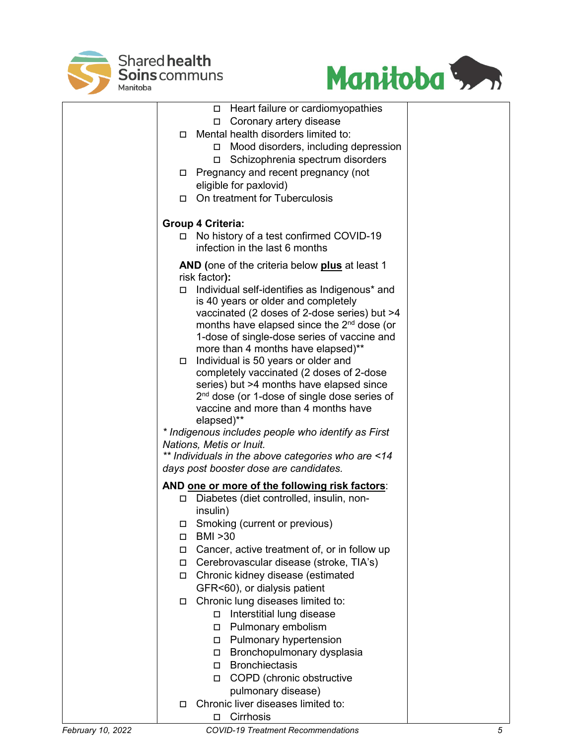- ☐ Heart failure or cardiomyopathies
  - ☐ Coronary artery disease
- ☐ Mental health disorders limited to:
  - ☐ Mood disorders, including depression
  - ☐ Schizophrenia spectrum disorders
- ☐ Pregnancy and recent pregnancy (not eligible for paxlovid)
- ☐ On treatment for Tuberculosis

**Group 4 Criteria:**

- ☐ No history of a test confirmed COVID-19 infection in the last 6 months

**AND (**one of the criteria below **plus** at least 1 risk factor**):**

- ☐ Individual self-identifies as Indigenous* and is 40 years or older and completely vaccinated (2 doses of 2-dose series) but >4 months have elapsed since the 2nd dose (or 1-dose of single-dose series of vaccine and more than 4 months have elapsed)**
- ☐ Individual is 50 years or older and completely vaccinated (2 doses of 2-dose series) but >4 months have elapsed since 2nd dose (or 1-dose of single dose series of vaccine and more than 4 months have elapsed)**

*\* Indigenous includes people who identify as First Nations, Metis or Inuit.*
*\*\* Individuals in the above categories who are <14 days post booster dose are candidates.*

**AND one or more of the following risk factors**:

- ☐ Diabetes (diet controlled, insulin, non-insulin)
- ☐ Smoking (current or previous)
- ☐ BMI >30
- ☐ Cancer, active treatment of, or in follow up
- ☐ Cerebrovascular disease (stroke, TIA's)
- ☐ Chronic kidney disease (estimated GFR<60), or dialysis patient
- ☐ Chronic lung diseases limited to:
  - ☐ Interstitial lung disease
  - ☐ Pulmonary embolism
  - ☐ Pulmonary hypertension
  - ☐ Bronchopulmonary dysplasia
  - ☐ Bronchiectasis
  - ☐ COPD (chronic obstructive pulmonary disease)
- ☐ Chronic liver diseases limited to:
  - ☐ Cirrhosis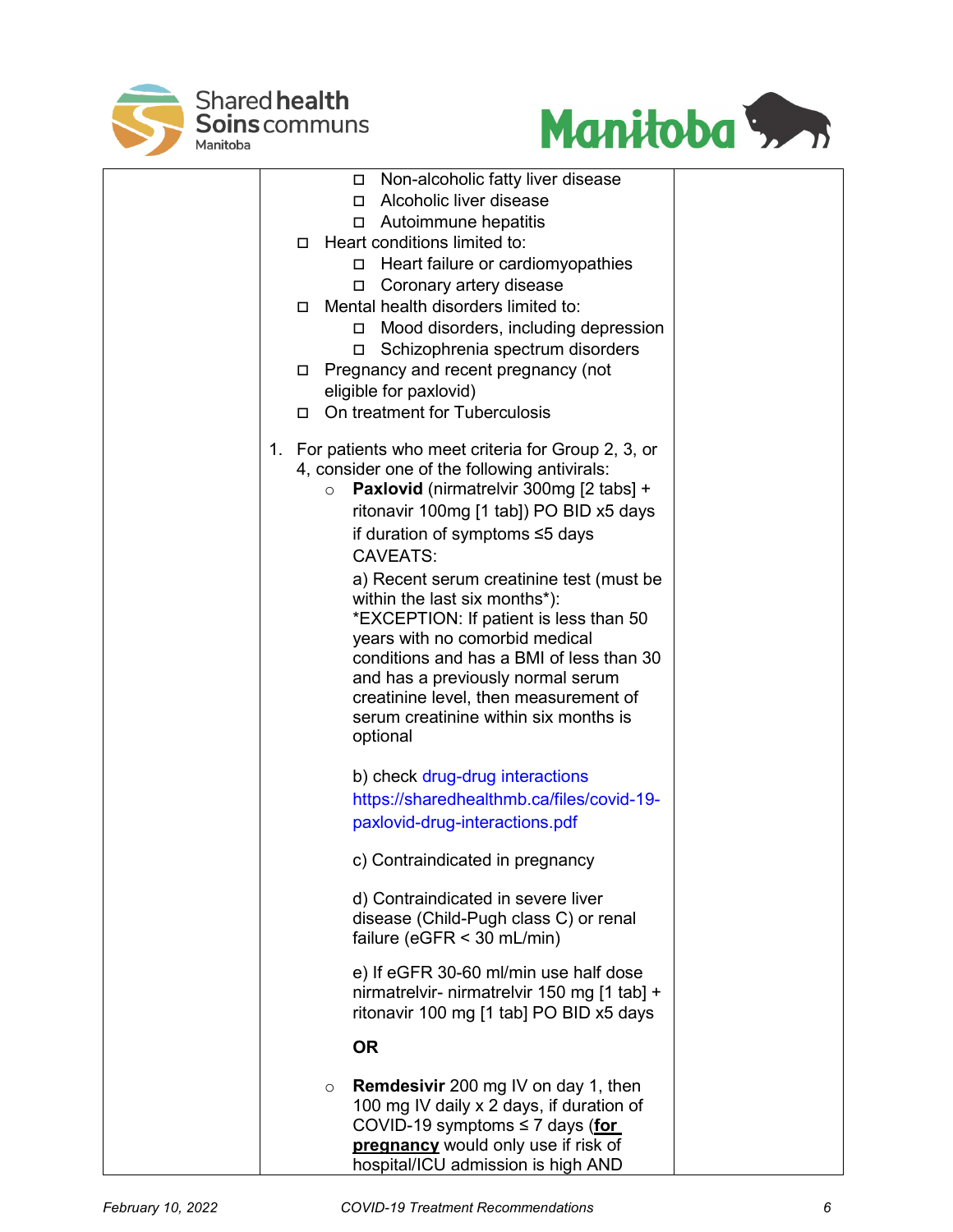| | | | |
|---|---|---|---|
| | ◻ Non-alcoholic fatty liver disease<br>◻ Alcoholic liver disease<br>◻ Autoimmune hepatitis<br>◻ Heart conditions limited to:<br>◻ Heart failure or cardiomyopathies<br>◻ Coronary artery disease<br>◻ Mental health disorders limited to:<br>◻ Mood disorders, including depression<br>◻ Schizophrenia spectrum disorders<br>◻ Pregnancy and recent pregnancy (not eligible for paxlovid)<br>◻ On treatment for Tuberculosis<br><br>1. For patients who meet criteria for Group 2, 3, or 4, consider one of the following antivirals:<br>○ **Paxlovid** (nirmatrelvir 300mg [2 tabs] + ritonavir 100mg [1 tab]) PO BID x5 days if duration of symptoms ≤5 days<br>CAVEATS:<br>a) Recent serum creatinine test (must be within the last six months*):<br>*EXCEPTION: If patient is less than 50 years with no comorbid medical conditions and has a BMI of less than 30 and has a previously normal serum creatinine level, then measurement of serum creatinine within six months is optional<br><br>b) check drug-drug interactions https://sharedhealthmb.ca/files/covid-19-paxlovid-drug-interactions.pdf<br><br>c) Contraindicated in pregnancy<br><br>d) Contraindicated in severe liver disease (Child-Pugh class C) or renal failure (eGFR < 30 mL/min)<br><br>e) If eGFR 30-60 ml/min use half dose nirmatrelvir- nirmatrelvir 150 mg [1 tab] + ritonavir 100 mg [1 tab] PO BID x5 days<br><br>**OR**<br><br>○ **Remdesivir** 200 mg IV on day 1, then 100 mg IV daily x 2 days, if duration of COVID-19 symptoms ≤ 7 days (**<u>for pregnancy</u>** would only use if risk of hospital/ICU admission is high AND | |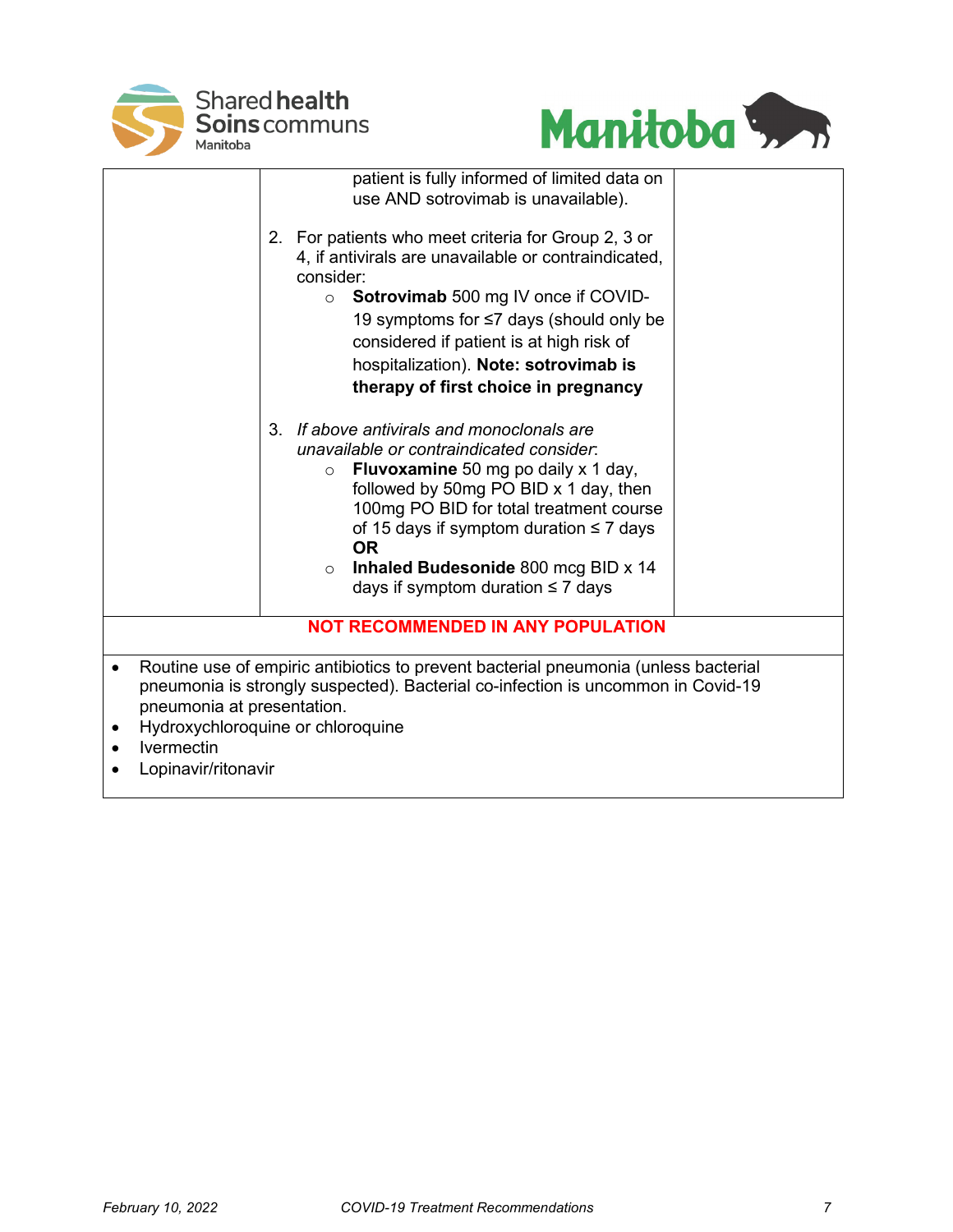| | | |
|---|---|---|
| | patient is fully informed of limited data on use AND sotrovimab is unavailable).<br><br>2. For patients who meet criteria for Group 2, 3 or 4, if antivirals are unavailable or contraindicated, consider:<br>  ○ **Sotrovimab** 500 mg IV once if COVID-19 symptoms for ≤7 days (should only be considered if patient is at high risk of hospitalization). **Note: sotrovimab is therapy of first choice in pregnancy**<br><br>3. *If above antivirals and monoclonals are unavailable or contraindicated consider*:<br>  ○ **Fluvoxamine** 50 mg po daily x 1 day, followed by 50mg PO BID x 1 day, then 100mg PO BID for total treatment course of 15 days if symptom duration ≤ 7 days **OR**<br>  ○ **Inhaled Budesonide** 800 mcg BID x 14 days if symptom duration ≤ 7 days | |

**NOT RECOMMENDED IN ANY POPULATION**

- Routine use of empiric antibiotics to prevent bacterial pneumonia (unless bacterial pneumonia is strongly suspected). Bacterial co-infection is uncommon in Covid-19 pneumonia at presentation.
- Hydroxychloroquine or chloroquine
- Ivermectin
- Lopinavir/ritonavir